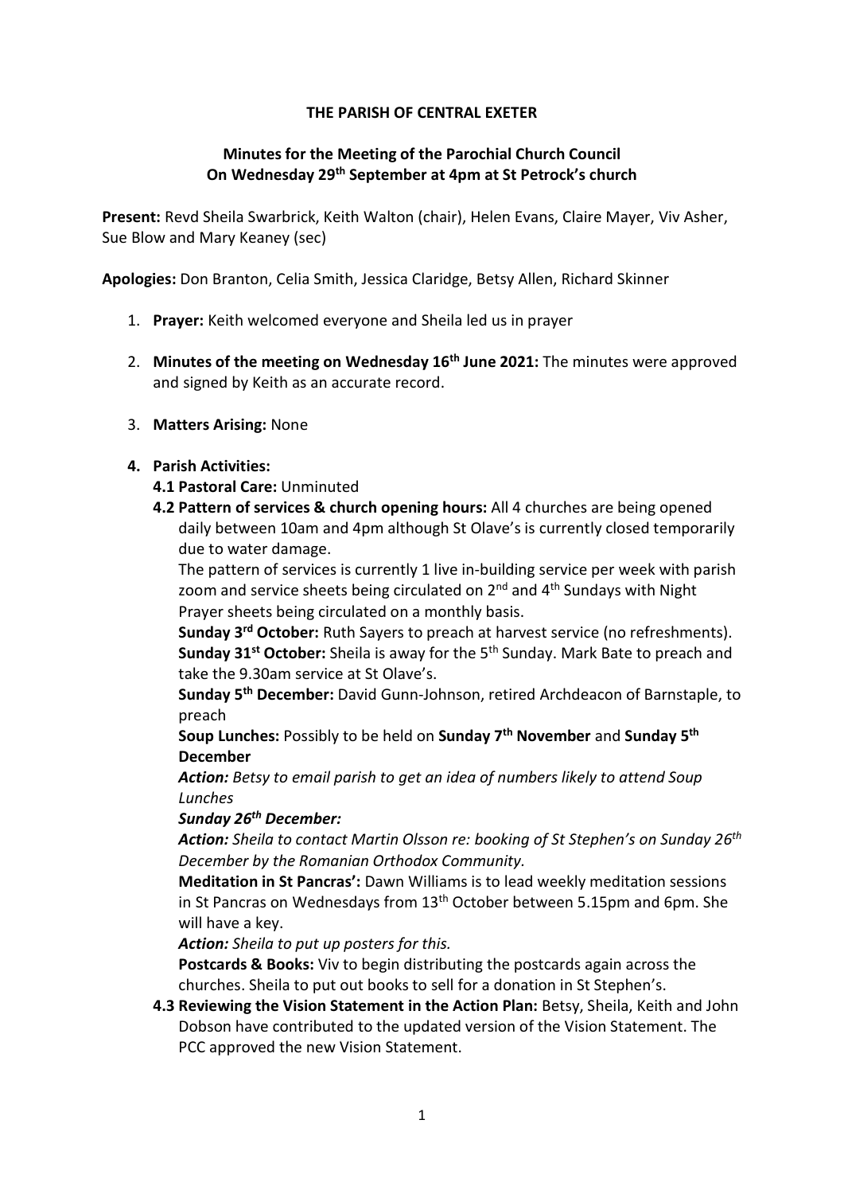**THE PARISH OF CENTRAL EXETER**

**Minutes for the Meeting of the Parochial Church Council On Wednesday 29th September at 4pm at St Petrock's church**

**Present:** Revd Sheila Swarbrick, Keith Walton (chair), Helen Evans, Claire Mayer, Viv Asher, Sue Blow and Mary Keaney (sec)

**Apologies:** Don Branton, Celia Smith, Jessica Claridge, Betsy Allen, Richard Skinner

1. **Prayer:** Keith welcomed everyone and Sheila led us in prayer
2. **Minutes of the meeting on Wednesday 16th June 2021:** The minutes were approved and signed by Keith as an accurate record.
3. **Matters Arising:** None
4. **Parish Activities:**

   **4.1 Pastoral Care:** Unminuted

   **4.2 Pattern of services & church opening hours:** All 4 churches are being opened daily between 10am and 4pm although St Olave's is currently closed temporarily due to water damage.

   The pattern of services is currently 1 live in-building service per week with parish zoom and service sheets being circulated on 2nd and 4th Sundays with Night Prayer sheets being circulated on a monthly basis.

   **Sunday 3rd October:** Ruth Sayers to preach at harvest service (no refreshments).
   **Sunday 31st October:** Sheila is away for the 5th Sunday. Mark Bate to preach and take the 9.30am service at St Olave's.
   **Sunday 5th December:** David Gunn-Johnson, retired Archdeacon of Barnstaple, to preach
   **Soup Lunches:** Possibly to be held on **Sunday 7th November** and **Sunday 5th December**

   ***Action:*** *Betsy to email parish to get an idea of numbers likely to attend Soup Lunches*

   ***Sunday 26th December:***

   ***Action:*** *Sheila to contact Martin Olsson re: booking of St Stephen's on Sunday 26th December by the Romanian Orthodox Community.*

   **Meditation in St Pancras':** Dawn Williams is to lead weekly meditation sessions in St Pancras on Wednesdays from 13th October between 5.15pm and 6pm. She will have a key.

   ***Action:*** *Sheila to put up posters for this.*

   **Postcards & Books:** Viv to begin distributing the postcards again across the churches. Sheila to put out books to sell for a donation in St Stephen's.

   **4.3 Reviewing the Vision Statement in the Action Plan:** Betsy, Sheila, Keith and John Dobson have contributed to the updated version of the Vision Statement. The PCC approved the new Vision Statement.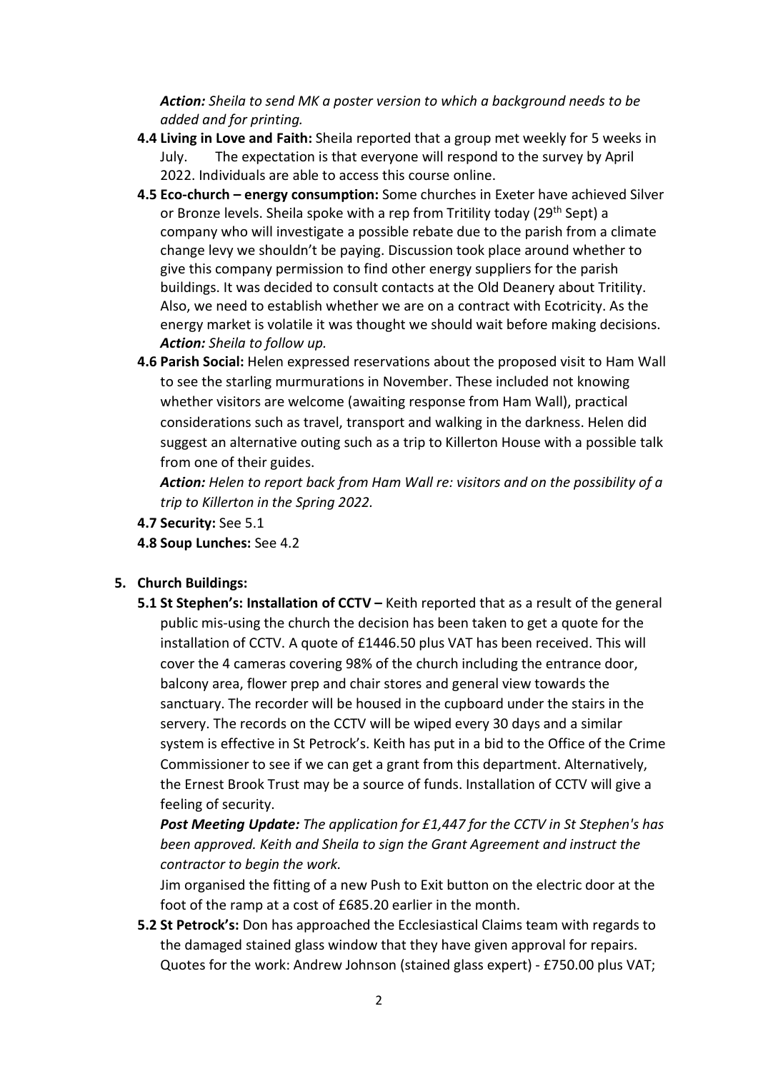*Action: Sheila to send MK a poster version to which a background needs to be added and for printing.*

- **4.4 Living in Love and Faith:** Sheila reported that a group met weekly for 5 weeks in July. The expectation is that everyone will respond to the survey by April 2022. Individuals are able to access this course online.
- **4.5 Eco-church – energy consumption:** Some churches in Exeter have achieved Silver or Bronze levels. Sheila spoke with a rep from Tritility today (29th Sept) a company who will investigate a possible rebate due to the parish from a climate change levy we shouldn't be paying. Discussion took place around whether to give this company permission to find other energy suppliers for the parish buildings. It was decided to consult contacts at the Old Deanery about Tritility. Also, we need to establish whether we are on a contract with Ecotricity. As the energy market is volatile it was thought we should wait before making decisions. ***Action:*** *Sheila to follow up.*
- **4.6 Parish Social:** Helen expressed reservations about the proposed visit to Ham Wall to see the starling murmurations in November. These included not knowing whether visitors are welcome (awaiting response from Ham Wall), practical considerations such as travel, transport and walking in the darkness. Helen did suggest an alternative outing such as a trip to Killerton House with a possible talk from one of their guides.

  ***Action:*** *Helen to report back from Ham Wall re: visitors and on the possibility of a trip to Killerton in the Spring 2022.*
- **4.7 Security:** See 5.1
- **4.8 Soup Lunches:** See 4.2

**5. Church Buildings:**

- **5.1 St Stephen's: Installation of CCTV –** Keith reported that as a result of the general public mis-using the church the decision has been taken to get a quote for the installation of CCTV. A quote of £1446.50 plus VAT has been received. This will cover the 4 cameras covering 98% of the church including the entrance door, balcony area, flower prep and chair stores and general view towards the sanctuary. The recorder will be housed in the cupboard under the stairs in the servery. The records on the CCTV will be wiped every 30 days and a similar system is effective in St Petrock's. Keith has put in a bid to the Office of the Crime Commissioner to see if we can get a grant from this department. Alternatively, the Ernest Brook Trust may be a source of funds. Installation of CCTV will give a feeling of security.

  ***Post Meeting Update:*** *The application for £1,447 for the CCTV in St Stephen's has been approved. Keith and Sheila to sign the Grant Agreement and instruct the contractor to begin the work.*

  Jim organised the fitting of a new Push to Exit button on the electric door at the foot of the ramp at a cost of £685.20 earlier in the month.
- **5.2 St Petrock's:** Don has approached the Ecclesiastical Claims team with regards to the damaged stained glass window that they have given approval for repairs. Quotes for the work: Andrew Johnson (stained glass expert) - £750.00 plus VAT;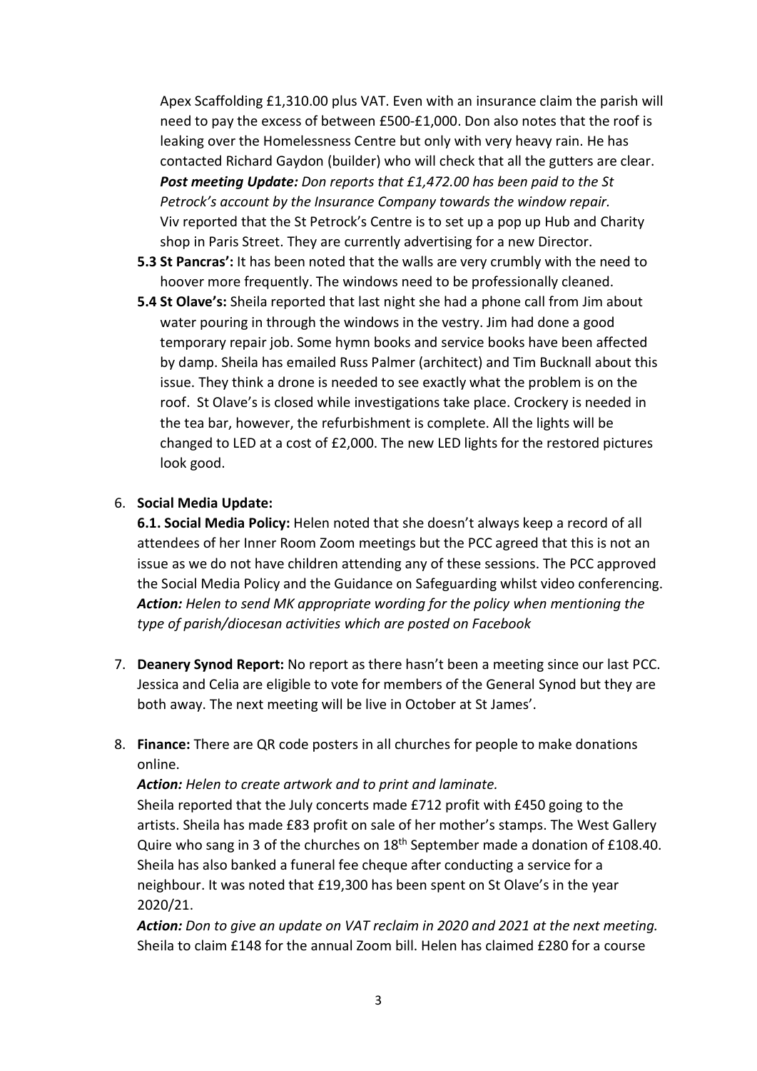Apex Scaffolding £1,310.00 plus VAT. Even with an insurance claim the parish will need to pay the excess of between £500-£1,000. Don also notes that the roof is leaking over the Homelessness Centre but only with very heavy rain. He has contacted Richard Gaydon (builder) who will check that all the gutters are clear. ***Post meeting Update:*** *Don reports that £1,472.00 has been paid to the St Petrock's account by the Insurance Company towards the window repair.*
Viv reported that the St Petrock's Centre is to set up a pop up Hub and Charity shop in Paris Street. They are currently advertising for a new Director.

**5.3 St Pancras':** It has been noted that the walls are very crumbly with the need to hoover more frequently. The windows need to be professionally cleaned.

**5.4 St Olave's:** Sheila reported that last night she had a phone call from Jim about water pouring in through the windows in the vestry. Jim had done a good temporary repair job. Some hymn books and service books have been affected by damp. Sheila has emailed Russ Palmer (architect) and Tim Bucknall about this issue. They think a drone is needed to see exactly what the problem is on the roof. St Olave's is closed while investigations take place. Crockery is needed in the tea bar, however, the refurbishment is complete. All the lights will be changed to LED at a cost of £2,000. The new LED lights for the restored pictures look good.

6. **Social Media Update:**

   **6.1. Social Media Policy:** Helen noted that she doesn't always keep a record of all attendees of her Inner Room Zoom meetings but the PCC agreed that this is not an issue as we do not have children attending any of these sessions. The PCC approved the Social Media Policy and the Guidance on Safeguarding whilst video conferencing. ***Action:*** *Helen to send MK appropriate wording for the policy when mentioning the type of parish/diocesan activities which are posted on Facebook*

7. **Deanery Synod Report:** No report as there hasn't been a meeting since our last PCC. Jessica and Celia are eligible to vote for members of the General Synod but they are both away. The next meeting will be live in October at St James'.

8. **Finance:** There are QR code posters in all churches for people to make donations online.

   ***Action:*** *Helen to create artwork and to print and laminate.*

   Sheila reported that the July concerts made £712 profit with £450 going to the artists. Sheila has made £83 profit on sale of her mother's stamps. The West Gallery Quire who sang in 3 of the churches on 18th September made a donation of £108.40. Sheila has also banked a funeral fee cheque after conducting a service for a neighbour. It was noted that £19,300 has been spent on St Olave's in the year 2020/21.

   ***Action:*** *Don to give an update on VAT reclaim in 2020 and 2021 at the next meeting.*
   Sheila to claim £148 for the annual Zoom bill. Helen has claimed £280 for a course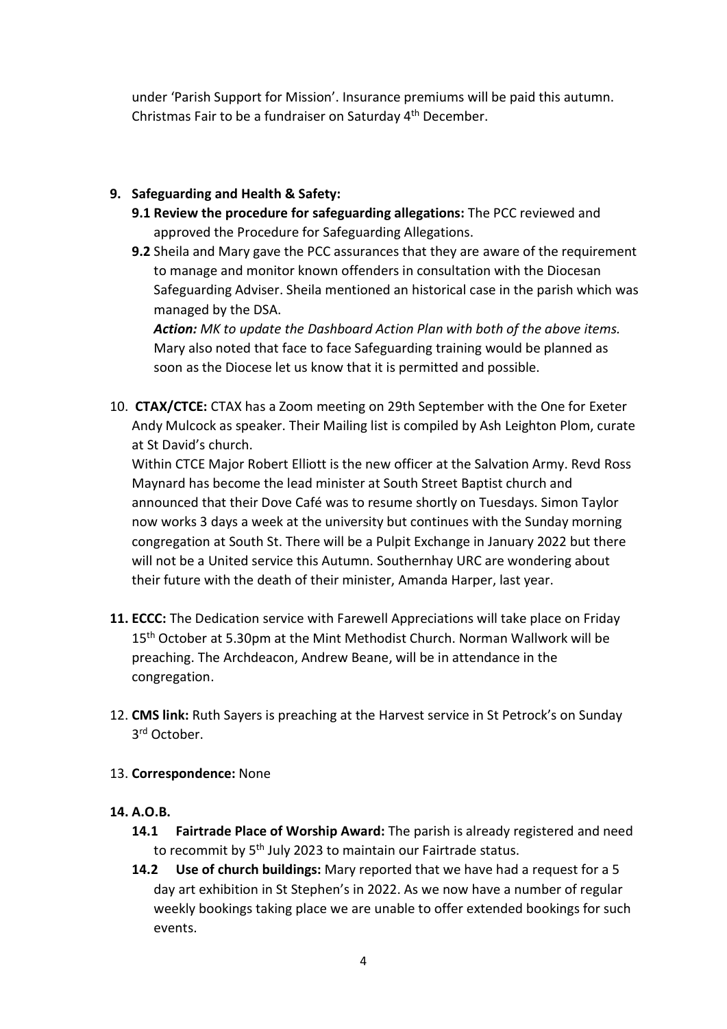under 'Parish Support for Mission'. Insurance premiums will be paid this autumn. Christmas Fair to be a fundraiser on Saturday 4th December.

**9. Safeguarding and Health & Safety:**

**9.1 Review the procedure for safeguarding allegations:** The PCC reviewed and approved the Procedure for Safeguarding Allegations.

**9.2** Sheila and Mary gave the PCC assurances that they are aware of the requirement to manage and monitor known offenders in consultation with the Diocesan Safeguarding Adviser. Sheila mentioned an historical case in the parish which was managed by the DSA.

***Action:*** *MK to update the Dashboard Action Plan with both of the above items.*
Mary also noted that face to face Safeguarding training would be planned as soon as the Diocese let us know that it is permitted and possible.

10. **CTAX/CTCE:** CTAX has a Zoom meeting on 29th September with the One for Exeter Andy Mulcock as speaker. Their Mailing list is compiled by Ash Leighton Plom, curate at St David's church.
Within CTCE Major Robert Elliott is the new officer at the Salvation Army. Revd Ross Maynard has become the lead minister at South Street Baptist church and announced that their Dove Café was to resume shortly on Tuesdays. Simon Taylor now works 3 days a week at the university but continues with the Sunday morning congregation at South St. There will be a Pulpit Exchange in January 2022 but there will not be a United service this Autumn. Southernhay URC are wondering about their future with the death of their minister, Amanda Harper, last year.

**11. ECCC:** The Dedication service with Farewell Appreciations will take place on Friday 15th October at 5.30pm at the Mint Methodist Church. Norman Wallwork will be preaching. The Archdeacon, Andrew Beane, will be in attendance in the congregation.

12. **CMS link:** Ruth Sayers is preaching at the Harvest service in St Petrock's on Sunday 3rd October.

13. **Correspondence:** None

**14. A.O.B.**

**14.1 Fairtrade Place of Worship Award:** The parish is already registered and need to recommit by 5th July 2023 to maintain our Fairtrade status.

**14.2 Use of church buildings:** Mary reported that we have had a request for a 5 day art exhibition in St Stephen's in 2022. As we now have a number of regular weekly bookings taking place we are unable to offer extended bookings for such events.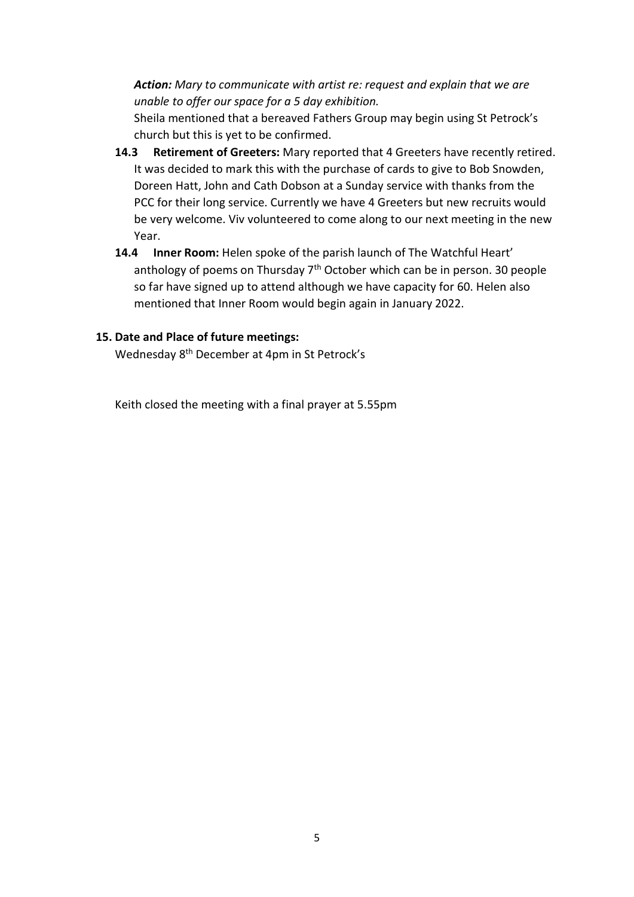*__Action:__ Mary to communicate with artist re: request and explain that we are unable to offer our space for a 5 day exhibition.*

Sheila mentioned that a bereaved Fathers Group may begin using St Petrock's church but this is yet to be confirmed.

**14.3 Retirement of Greeters:** Mary reported that 4 Greeters have recently retired. It was decided to mark this with the purchase of cards to give to Bob Snowden, Doreen Hatt, John and Cath Dobson at a Sunday service with thanks from the PCC for their long service. Currently we have 4 Greeters but new recruits would be very welcome. Viv volunteered to come along to our next meeting in the new Year.

**14.4 Inner Room:** Helen spoke of the parish launch of The Watchful Heart' anthology of poems on Thursday 7th October which can be in person. 30 people so far have signed up to attend although we have capacity for 60. Helen also mentioned that Inner Room would begin again in January 2022.

**15. Date and Place of future meetings:**

Wednesday 8th December at 4pm in St Petrock's

Keith closed the meeting with a final prayer at 5.55pm